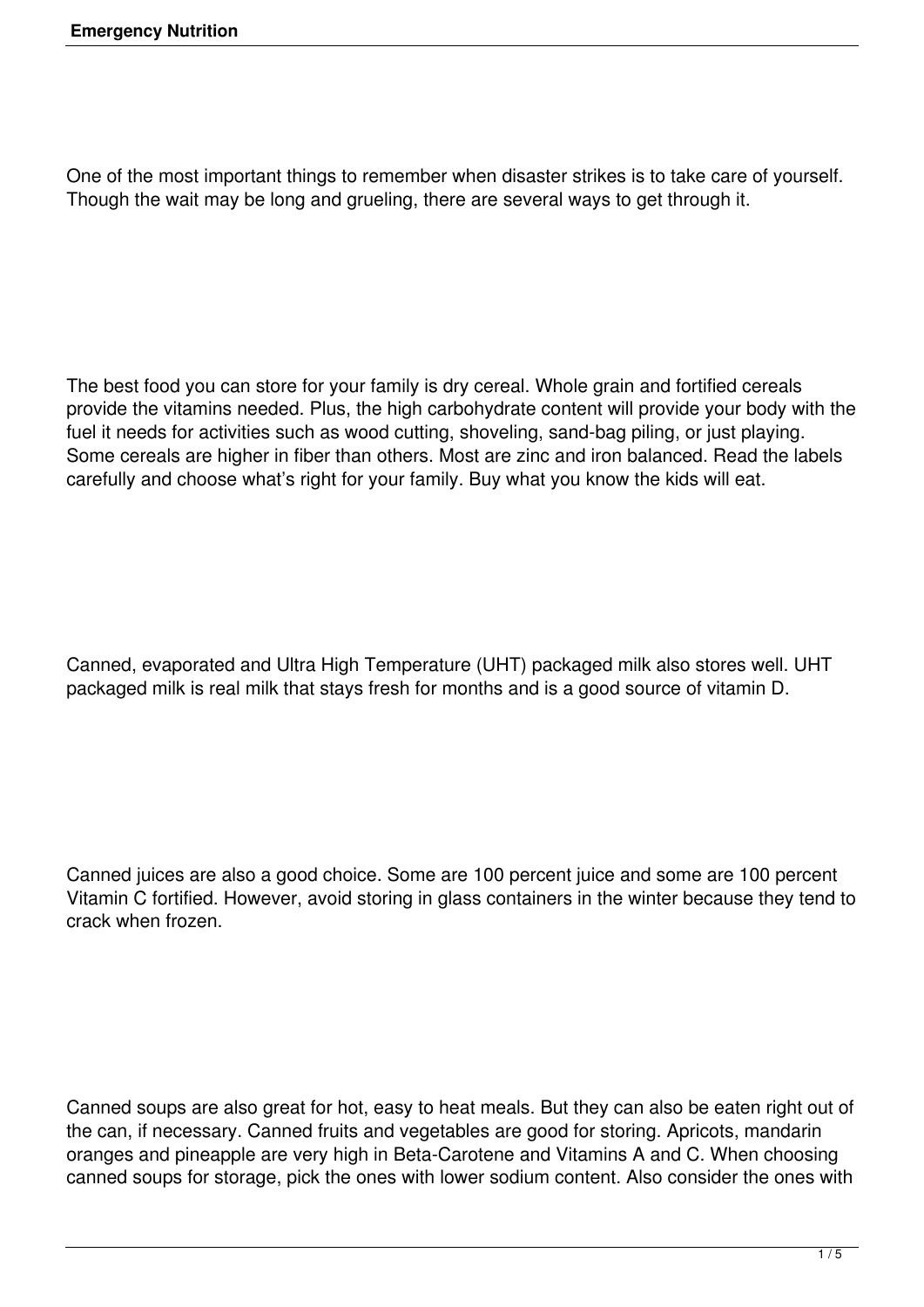One of the most important things to remember when disaster strikes is to take care of yourself. Though the wait may be long and grueling, there are several ways to get through it.

The best food you can store for your family is dry cereal. Whole grain and fortified cereals provide the vitamins needed. Plus, the high carbohydrate content will provide your body with the fuel it needs for activities such as wood cutting, shoveling, sand-bag piling, or just playing. Some cereals are higher in fiber than others. Most are zinc and iron balanced. Read the labels carefully and choose what's right for your family. Buy what you know the kids will eat.

Canned, evaporated and Ultra High Temperature (UHT) packaged milk also stores well. UHT packaged milk is real milk that stays fresh for months and is a good source of vitamin D.

Canned juices are also a good choice. Some are 100 percent juice and some are 100 percent Vitamin C fortified. However, avoid storing in glass containers in the winter because they tend to crack when frozen.

Canned soups are also great for hot, easy to heat meals. But they can also be eaten right out of the can, if necessary. Canned fruits and vegetables are good for storing. Apricots, mandarin oranges and pineapple are very high in Beta-Carotene and Vitamins A and C. When choosing canned soups for storage, pick the ones with lower sodium content. Also consider the ones with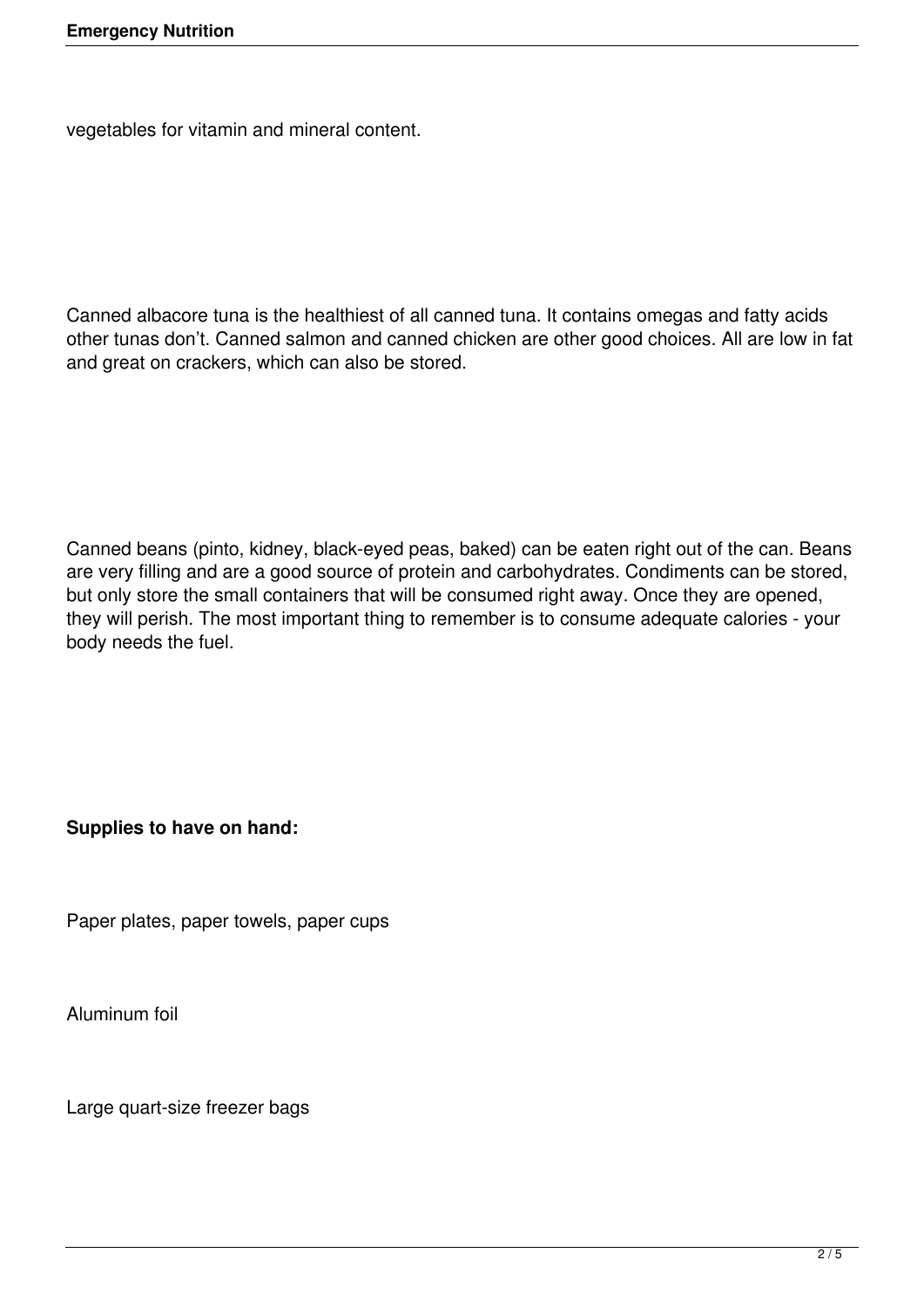vegetables for vitamin and mineral content.

Canned albacore tuna is the healthiest of all canned tuna. It contains omegas and fatty acids other tunas don't. Canned salmon and canned chicken are other good choices. All are low in fat and great on crackers, which can also be stored.

Canned beans (pinto, kidney, black-eyed peas, baked) can be eaten right out of the can. Beans are very filling and are a good source of protein and carbohydrates. Condiments can be stored, but only store the small containers that will be consumed right away. Once they are opened, they will perish. The most important thing to remember is to consume adequate calories - your body needs the fuel.

**Supplies to have on hand:**

Paper plates, paper towels, paper cups

Aluminum foil

Large quart-size freezer bags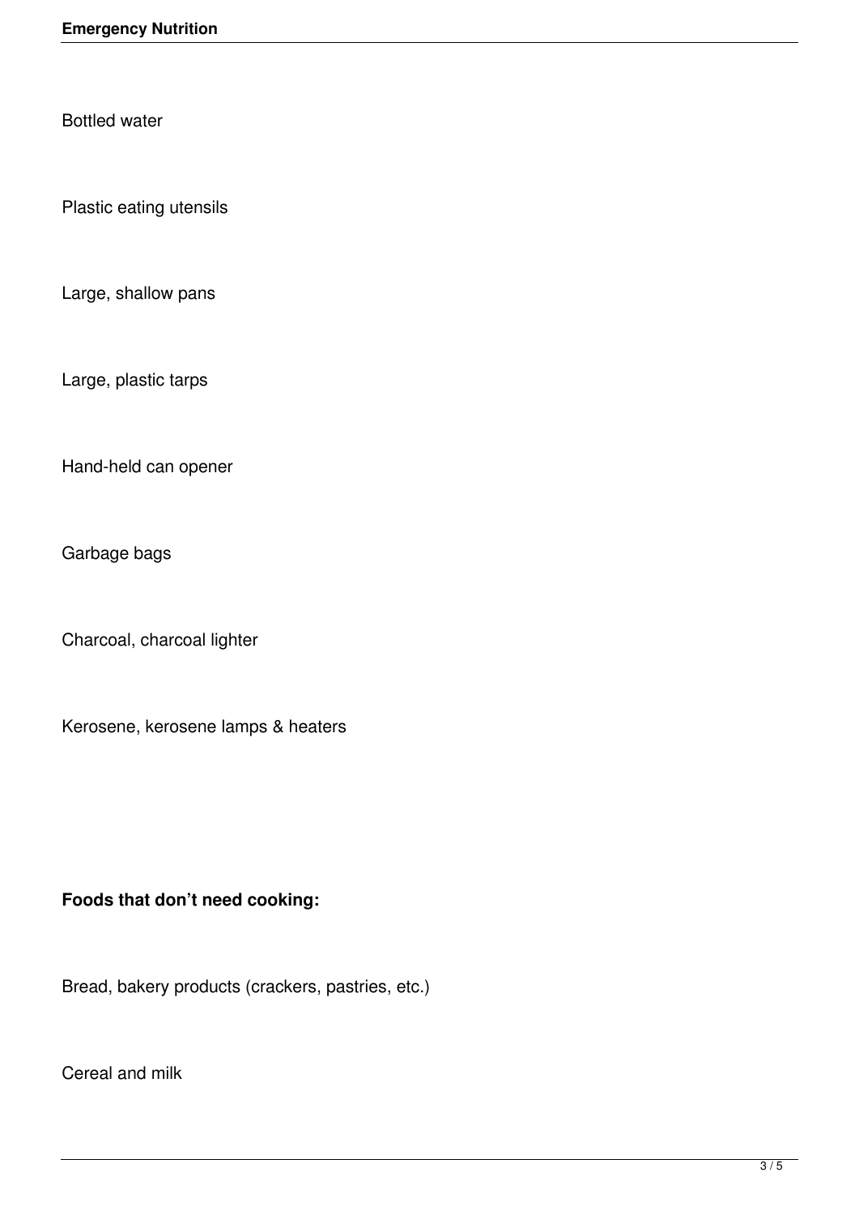Bottled water

Plastic eating utensils

Large, shallow pans

Large, plastic tarps

Hand-held can opener

Garbage bags

Charcoal, charcoal lighter

Kerosene, kerosene lamps & heaters

**Foods that don't need cooking:**

Bread, bakery products (crackers, pastries, etc.)

Cereal and milk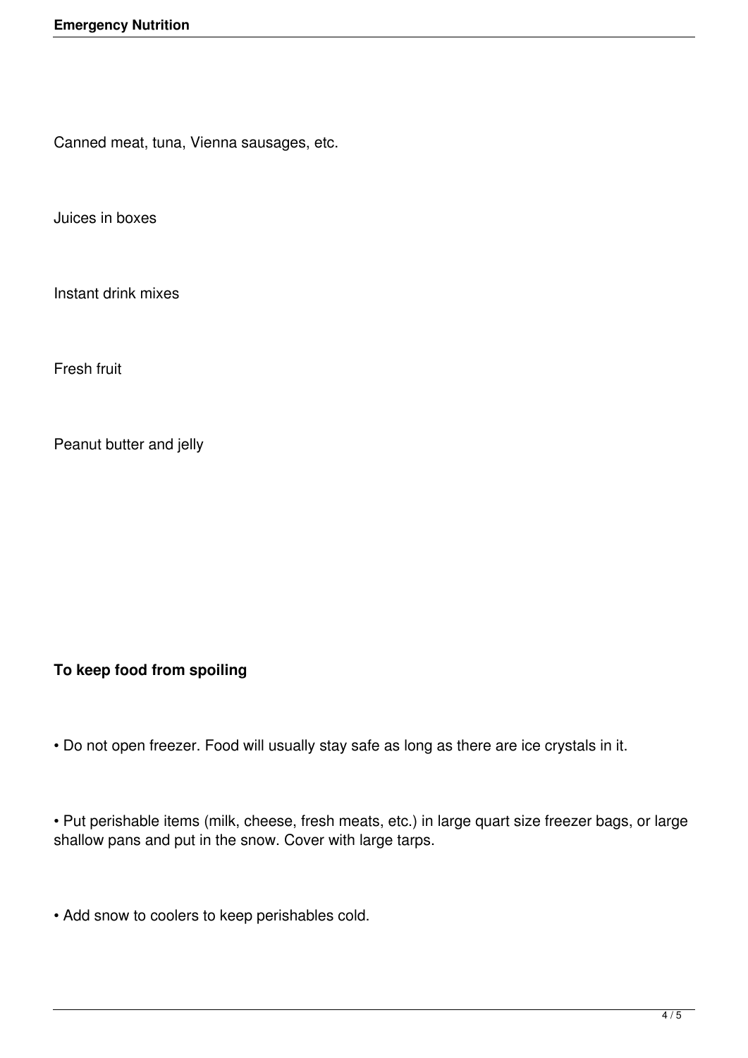Canned meat, tuna, Vienna sausages, etc.

Juices in boxes

Instant drink mixes

Fresh fruit

Peanut butter and jelly

**To keep food from spoiling**

- Do not open freezer. Food will usually stay safe as long as there are ice crystals in it.

- Put perishable items (milk, cheese, fresh meats, etc.) in large quart size freezer bags, or large shallow pans and put in the snow. Cover with large tarps.

- Add snow to coolers to keep perishables cold.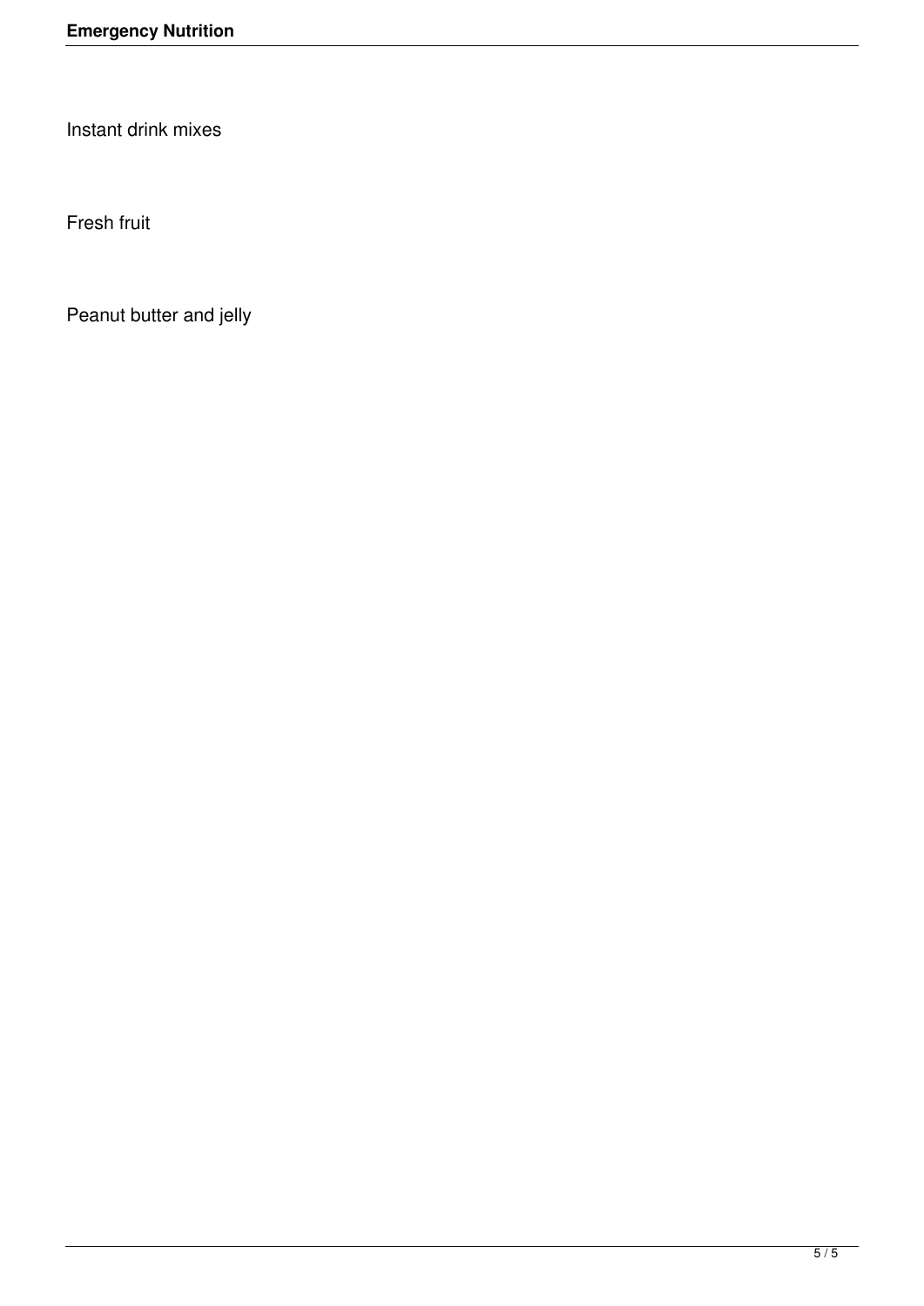Instant drink mixes

Fresh fruit

Peanut butter and jelly